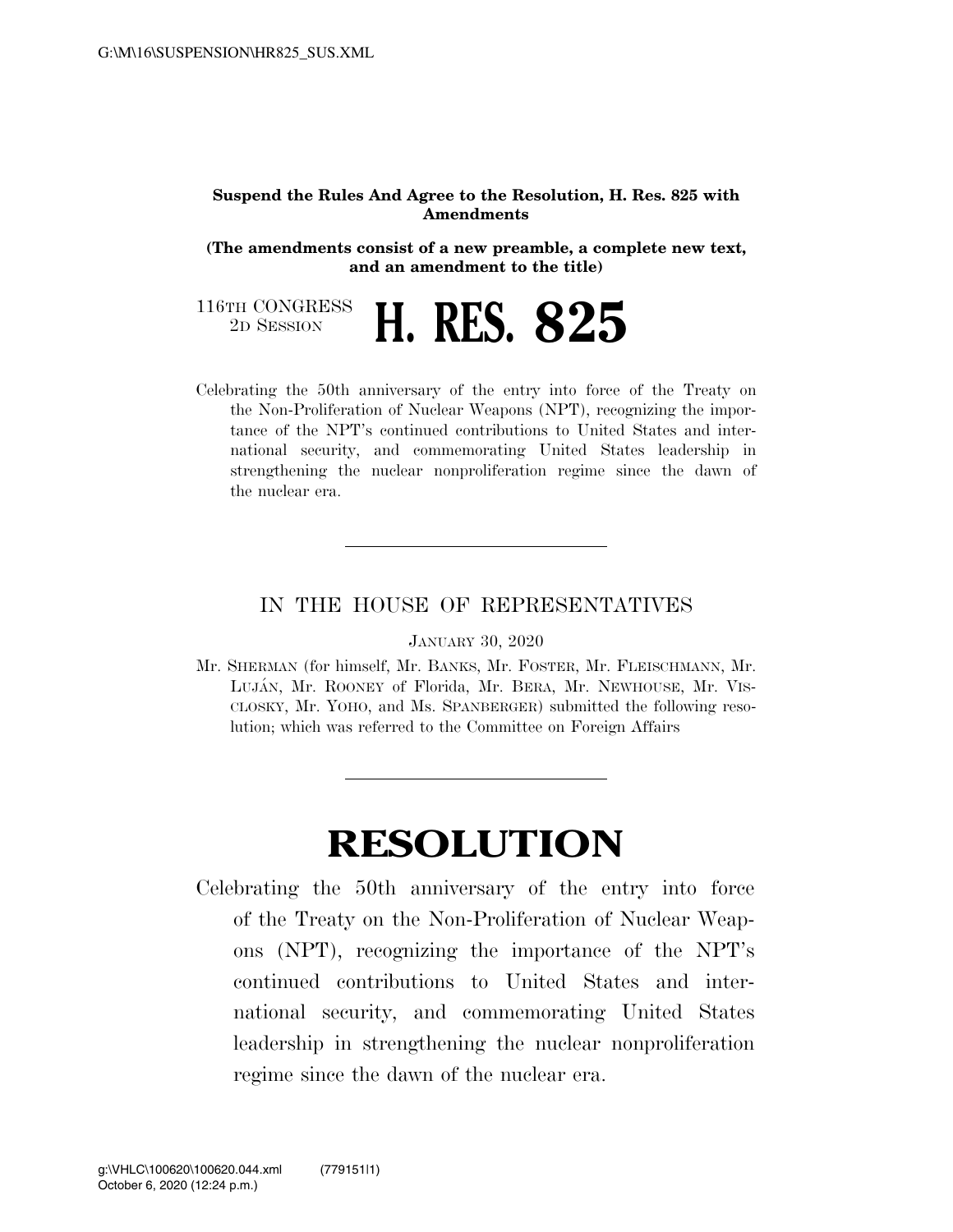**Suspend the Rules And Agree to the Resolution, H. Res. 825 with Amendments**

**(The amendments consist of a new preamble, a complete new text, and an amendment to the title)**

116TH CONGRESS
2D SESSION

# H. RES. 825

Celebrating the 50th anniversary of the entry into force of the Treaty on the Non-Proliferation of Nuclear Weapons (NPT), recognizing the importance of the NPT's continued contributions to United States and international security, and commemorating United States leadership in strengthening the nuclear nonproliferation regime since the dawn of the nuclear era.

---

IN THE HOUSE OF REPRESENTATIVES

JANUARY 30, 2020

Mr. SHERMAN (for himself, Mr. BANKS, Mr. FOSTER, Mr. FLEISCHMANN, Mr. LUJÁN, Mr. ROONEY of Florida, Mr. BERA, Mr. NEWHOUSE, Mr. VISCLOSKY, Mr. YOHO, and Ms. SPANBERGER) submitted the following resolution; which was referred to the Committee on Foreign Affairs

---

# RESOLUTION

Celebrating the 50th anniversary of the entry into force of the Treaty on the Non-Proliferation of Nuclear Weapons (NPT), recognizing the importance of the NPT's continued contributions to United States and international security, and commemorating United States leadership in strengthening the nuclear nonproliferation regime since the dawn of the nuclear era.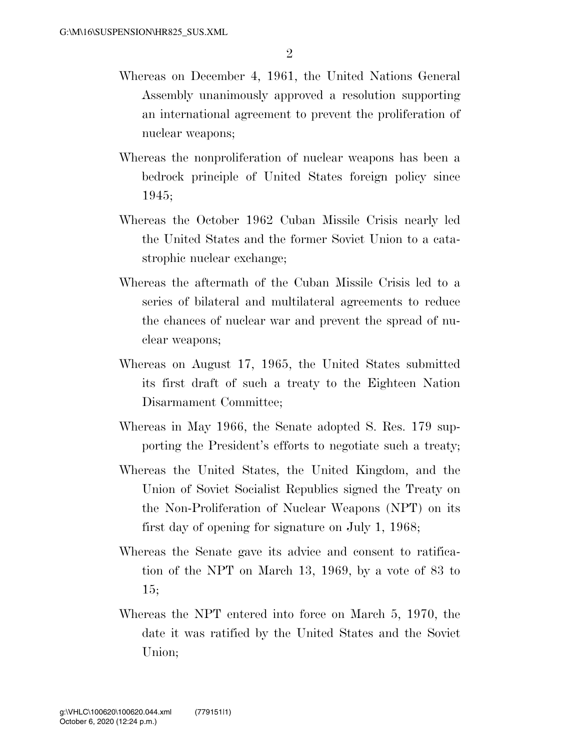Whereas on December 4, 1961, the United Nations General Assembly unanimously approved a resolution supporting an international agreement to prevent the proliferation of nuclear weapons;

Whereas the nonproliferation of nuclear weapons has been a bedrock principle of United States foreign policy since 1945;

Whereas the October 1962 Cuban Missile Crisis nearly led the United States and the former Soviet Union to a catastrophic nuclear exchange;

Whereas the aftermath of the Cuban Missile Crisis led to a series of bilateral and multilateral agreements to reduce the chances of nuclear war and prevent the spread of nuclear weapons;

Whereas on August 17, 1965, the United States submitted its first draft of such a treaty to the Eighteen Nation Disarmament Committee;

Whereas in May 1966, the Senate adopted S. Res. 179 supporting the President's efforts to negotiate such a treaty;

Whereas the United States, the United Kingdom, and the Union of Soviet Socialist Republics signed the Treaty on the Non-Proliferation of Nuclear Weapons (NPT) on its first day of opening for signature on July 1, 1968;

Whereas the Senate gave its advice and consent to ratification of the NPT on March 13, 1969, by a vote of 83 to 15;

Whereas the NPT entered into force on March 5, 1970, the date it was ratified by the United States and the Soviet Union;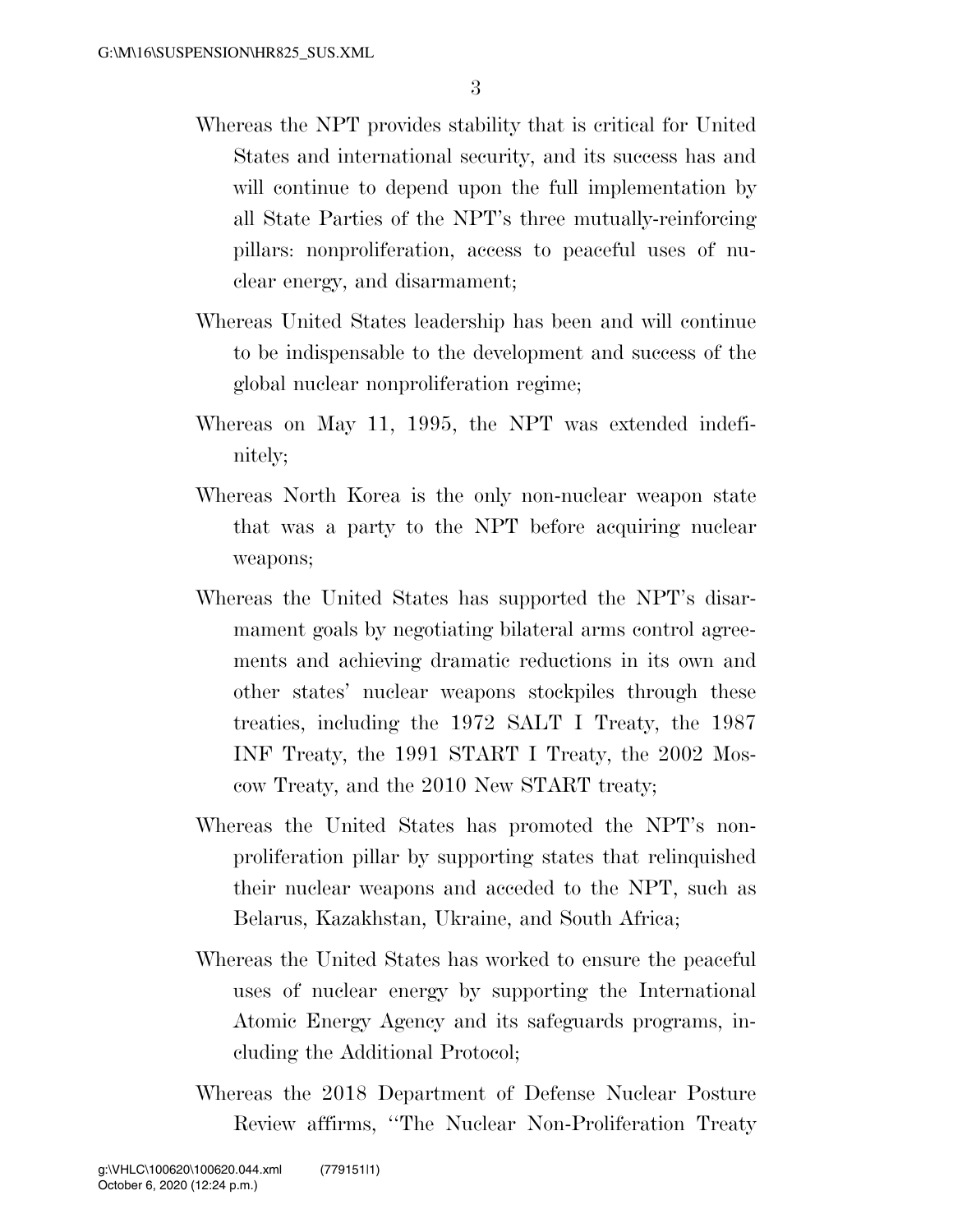Whereas the NPT provides stability that is critical for United States and international security, and its success has and will continue to depend upon the full implementation by all State Parties of the NPT's three mutually-reinforcing pillars: nonproliferation, access to peaceful uses of nuclear energy, and disarmament;

Whereas United States leadership has been and will continue to be indispensable to the development and success of the global nuclear nonproliferation regime;

Whereas on May 11, 1995, the NPT was extended indefinitely;

Whereas North Korea is the only non-nuclear weapon state that was a party to the NPT before acquiring nuclear weapons;

Whereas the United States has supported the NPT's disarmament goals by negotiating bilateral arms control agreements and achieving dramatic reductions in its own and other states' nuclear weapons stockpiles through these treaties, including the 1972 SALT I Treaty, the 1987 INF Treaty, the 1991 START I Treaty, the 2002 Moscow Treaty, and the 2010 New START treaty;

Whereas the United States has promoted the NPT's nonproliferation pillar by supporting states that relinquished their nuclear weapons and acceded to the NPT, such as Belarus, Kazakhstan, Ukraine, and South Africa;

Whereas the United States has worked to ensure the peaceful uses of nuclear energy by supporting the International Atomic Energy Agency and its safeguards programs, including the Additional Protocol;

Whereas the 2018 Department of Defense Nuclear Posture Review affirms, ''The Nuclear Non-Proliferation Treaty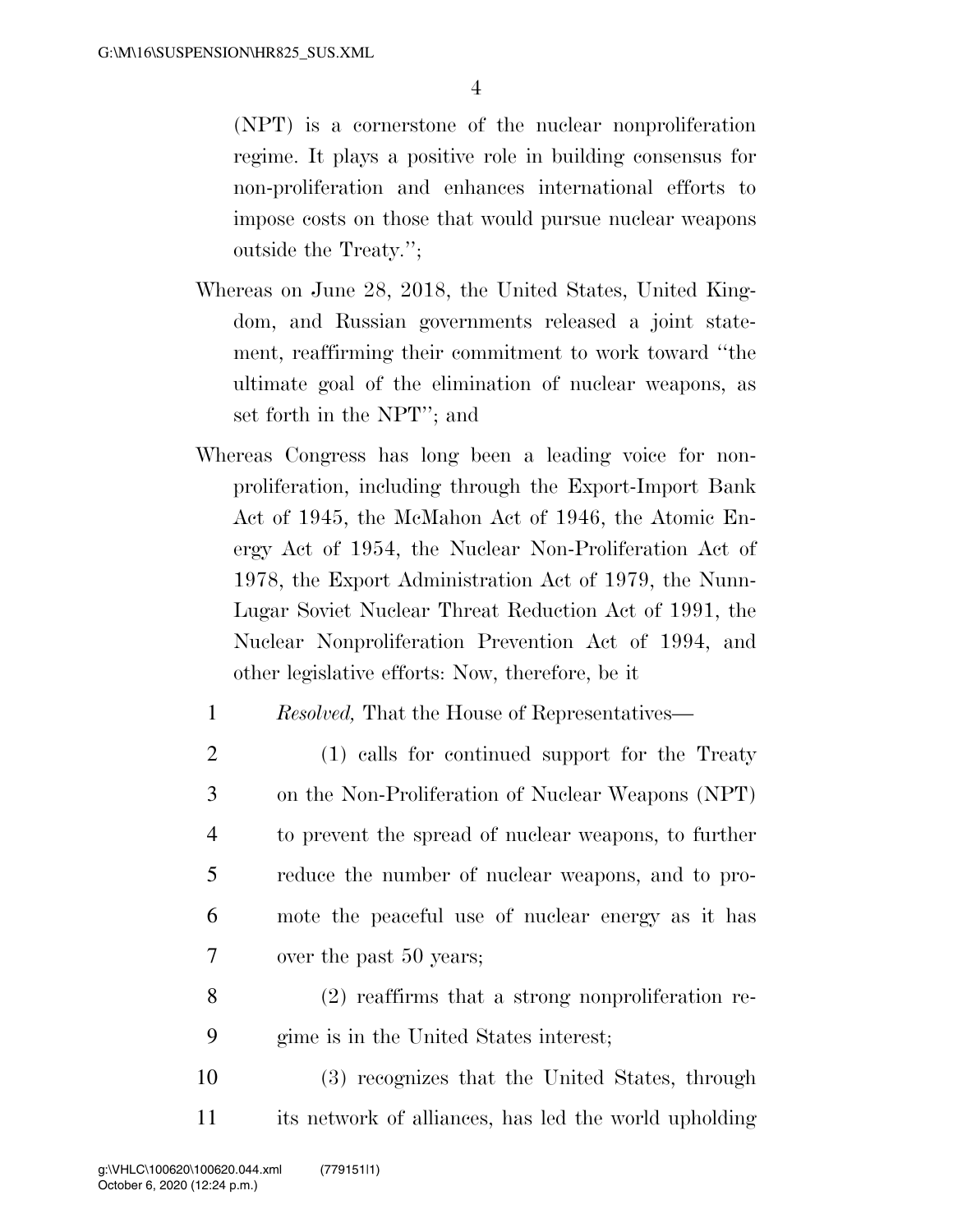(NPT) is a cornerstone of the nuclear nonproliferation regime. It plays a positive role in building consensus for non-proliferation and enhances international efforts to impose costs on those that would pursue nuclear weapons outside the Treaty.'';

Whereas on June 28, 2018, the United States, United Kingdom, and Russian governments released a joint statement, reaffirming their commitment to work toward ''the ultimate goal of the elimination of nuclear weapons, as set forth in the NPT''; and

Whereas Congress has long been a leading voice for nonproliferation, including through the Export-Import Bank Act of 1945, the McMahon Act of 1946, the Atomic Energy Act of 1954, the Nuclear Non-Proliferation Act of 1978, the Export Administration Act of 1979, the Nunn-Lugar Soviet Nuclear Threat Reduction Act of 1991, the Nuclear Nonproliferation Prevention Act of 1994, and other legislative efforts: Now, therefore, be it

*Resolved,* That the House of Representatives—

(1) calls for continued support for the Treaty on the Non-Proliferation of Nuclear Weapons (NPT) to prevent the spread of nuclear weapons, to further reduce the number of nuclear weapons, and to promote the peaceful use of nuclear energy as it has over the past 50 years;

(2) reaffirms that a strong nonproliferation regime is in the United States interest;

(3) recognizes that the United States, through its network of alliances, has led the world upholding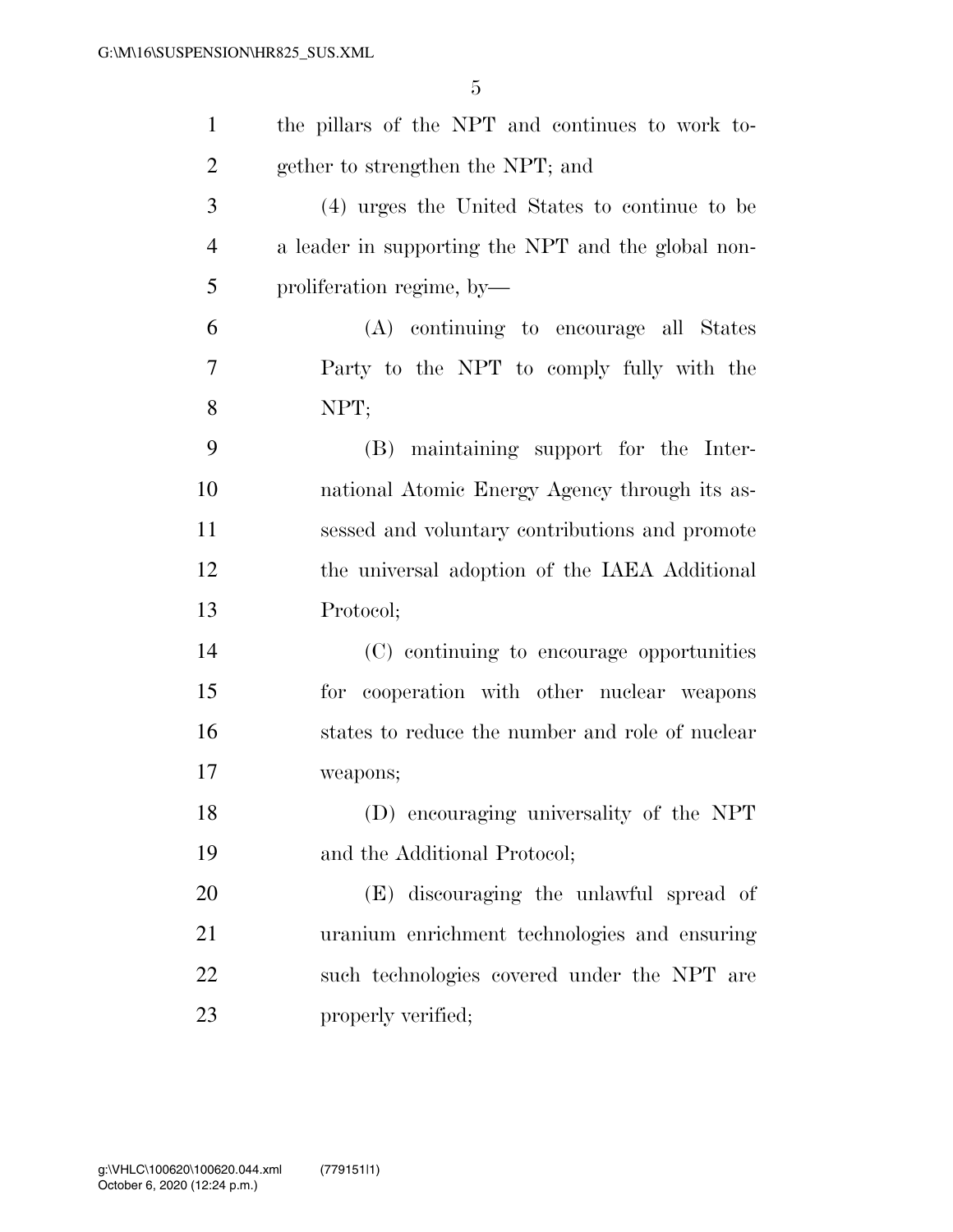the pillars of the NPT and continues to work together to strengthen the NPT; and

(4) urges the United States to continue to be a leader in supporting the NPT and the global nonproliferation regime, by—

(A) continuing to encourage all States Party to the NPT to comply fully with the NPT;

(B) maintaining support for the International Atomic Energy Agency through its assessed and voluntary contributions and promote the universal adoption of the IAEA Additional Protocol;

(C) continuing to encourage opportunities for cooperation with other nuclear weapons states to reduce the number and role of nuclear weapons;

(D) encouraging universality of the NPT and the Additional Protocol;

(E) discouraging the unlawful spread of uranium enrichment technologies and ensuring such technologies covered under the NPT are properly verified;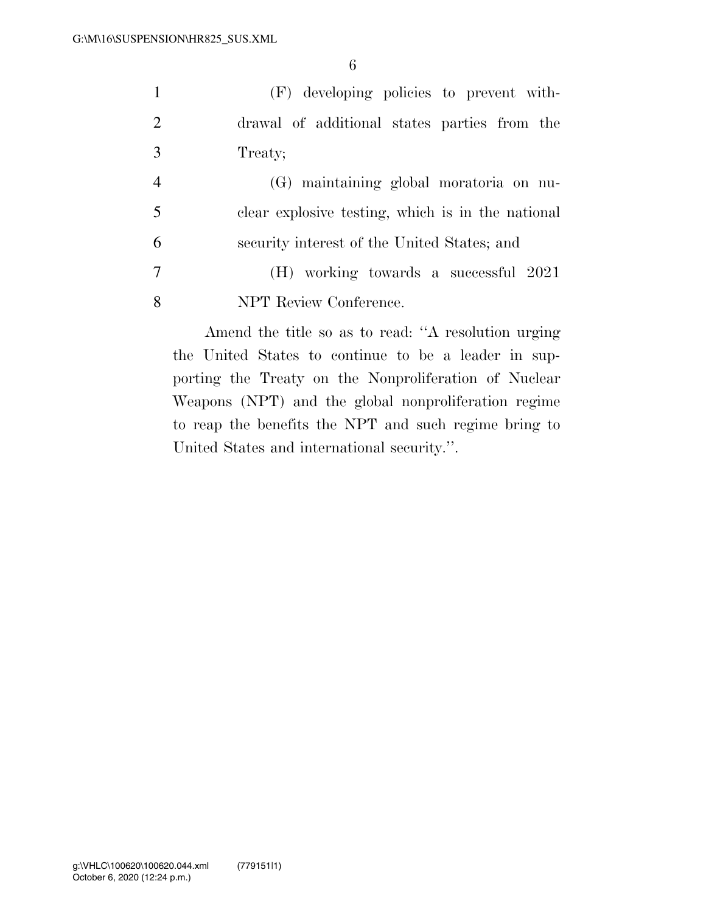(F) developing policies to prevent withdrawal of additional states parties from the Treaty;

(G) maintaining global moratoria on nuclear explosive testing, which is in the national security interest of the United States; and

(H) working towards a successful 2021 NPT Review Conference.

Amend the title so as to read: ''A resolution urging the United States to continue to be a leader in supporting the Treaty on the Nonproliferation of Nuclear Weapons (NPT) and the global nonproliferation regime to reap the benefits the NPT and such regime bring to United States and international security.''.